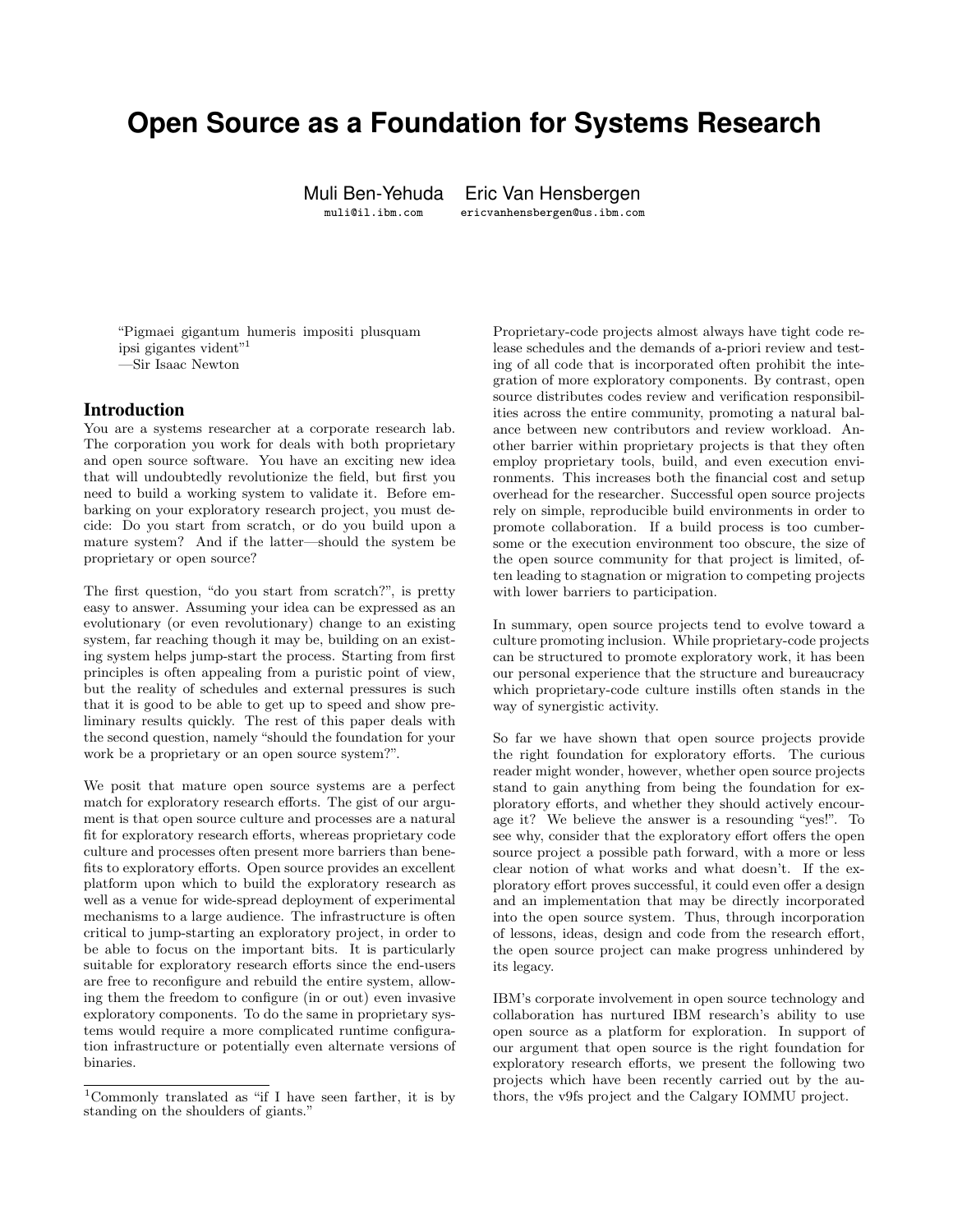# Open Source as a Foundation for Systems Research

Muli Ben-Yehuda  
muli@il.ibm.com

Eric Van Hensbergen  
ericvanhensbergen@us.ibm.com

> "Pigmaei gigantum humeris impositi plusquam ipsi gigantes vident"[1]  
> —Sir Isaac Newton

## Introduction

You are a systems researcher at a corporate research lab. The corporation you work for deals with both proprietary and open source software. You have an exciting new idea that will undoubtedly revolutionize the field, but first you need to build a working system to validate it. Before embarking on your exploratory research project, you must decide: Do you start from scratch, or do you build upon a mature system? And if the latter—should the system be proprietary or open source?

The first question, "do you start from scratch?", is pretty easy to answer. Assuming your idea can be expressed as an evolutionary (or even revolutionary) change to an existing system, far reaching though it may be, building on an existing system helps jump-start the process. Starting from first principles is often appealing from a puristic point of view, but the reality of schedules and external pressures is such that it is good to be able to get up to speed and show preliminary results quickly. The rest of this paper deals with the second question, namely "should the foundation for your work be a proprietary or an open source system?".

We posit that mature open source systems are a perfect match for exploratory research efforts. The gist of our argument is that open source culture and processes are a natural fit for exploratory research efforts, whereas proprietary code culture and processes often present more barriers than benefits to exploratory efforts. Open source provides an excellent platform upon which to build the exploratory research as well as a venue for wide-spread deployment of experimental mechanisms to a large audience. The infrastructure is often critical to jump-starting an exploratory project, in order to be able to focus on the important bits. It is particularly suitable for exploratory research efforts since the end-users are free to reconfigure and rebuild the entire system, allowing them the freedom to configure (in or out) even invasive exploratory components. To do the same in proprietary systems would require a more complicated runtime configuration infrastructure or potentially even alternate versions of binaries.

Proprietary-code projects almost always have tight code release schedules and the demands of a-priori review and testing of all code that is incorporated often prohibit the integration of more exploratory components. By contrast, open source distributes codes review and verification responsibilities across the entire community, promoting a natural balance between new contributors and review workload. Another barrier within proprietary projects is that they often employ proprietary tools, build, and even execution environments. This increases both the financial cost and setup overhead for the researcher. Successful open source projects rely on simple, reproducible build environments in order to promote collaboration. If a build process is too cumbersome or the execution environment too obscure, the size of the open source community for that project is limited, often leading to stagnation or migration to competing projects with lower barriers to participation.

In summary, open source projects tend to evolve toward a culture promoting inclusion. While proprietary-code projects can be structured to promote exploratory work, it has been our personal experience that the structure and bureaucracy which proprietary-code culture instills often stands in the way of synergistic activity.

So far we have shown that open source projects provide the right foundation for exploratory efforts. The curious reader might wonder, however, whether open source projects stand to gain anything from being the foundation for exploratory efforts, and whether they should actively encourage it? We believe the answer is a resounding "yes!". To see why, consider that the exploratory effort offers the open source project a possible path forward, with a more or less clear notion of what works and what doesn't. If the exploratory effort proves successful, it could even offer a design and an implementation that may be directly incorporated into the open source system. Thus, through incorporation of lessons, ideas, design and code from the research effort, the open source project can make progress unhindered by its legacy.

IBM's corporate involvement in open source technology and collaboration has nurtured IBM research's ability to use open source as a platform for exploration. In support of our argument that open source is the right foundation for exploratory research efforts, we present the following two projects which have been recently carried out by the authors, the v9fs project and the Calgary IOMMU project.

[1] Commonly translated as "if I have seen farther, it is by standing on the shoulders of giants."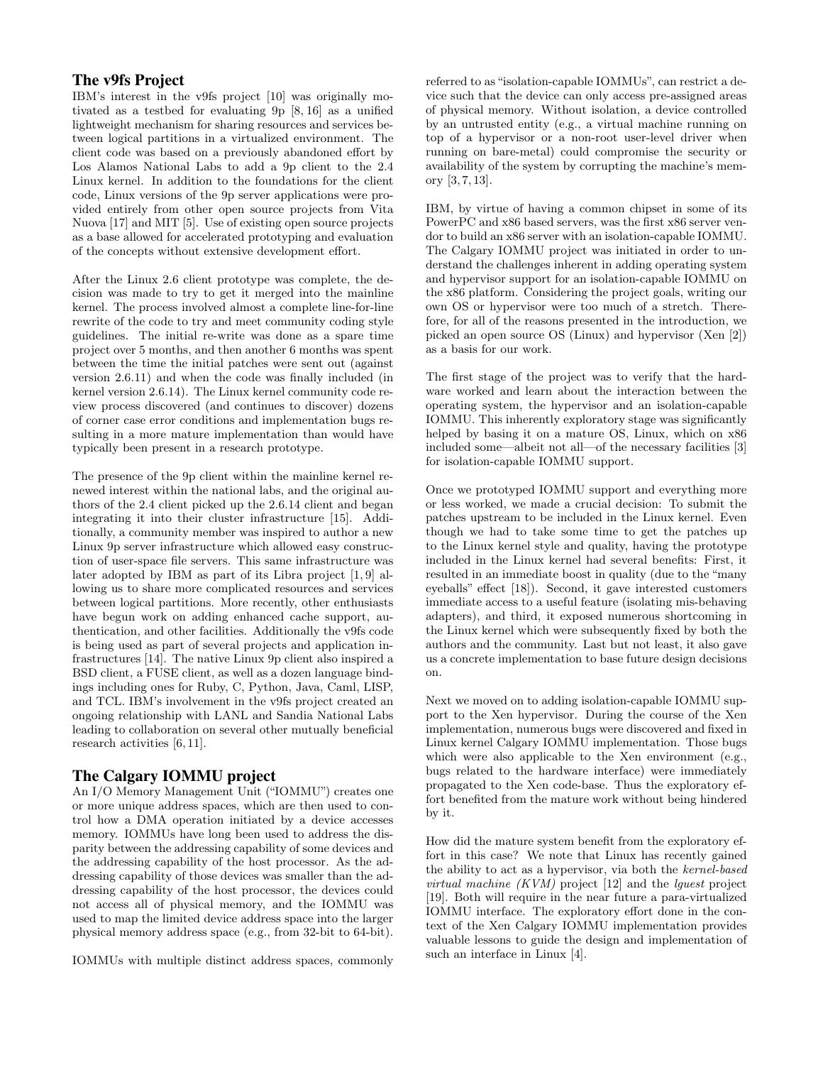## The v9fs Project

IBM's interest in the v9fs project [10] was originally motivated as a testbed for evaluating 9p [8, 16] as a unified lightweight mechanism for sharing resources and services between logical partitions in a virtualized environment. The client code was based on a previously abandoned effort by Los Alamos National Labs to add a 9p client to the 2.4 Linux kernel. In addition to the foundations for the client code, Linux versions of the 9p server applications were provided entirely from other open source projects from Vita Nuova [17] and MIT [5]. Use of existing open source projects as a base allowed for accelerated prototyping and evaluation of the concepts without extensive development effort.

After the Linux 2.6 client prototype was complete, the decision was made to try to get it merged into the mainline kernel. The process involved almost a complete line-for-line rewrite of the code to try and meet community coding style guidelines. The initial re-write was done as a spare time project over 5 months, and then another 6 months was spent between the time the initial patches were sent out (against version 2.6.11) and when the code was finally included (in kernel version 2.6.14). The Linux kernel community code review process discovered (and continues to discover) dozens of corner case error conditions and implementation bugs resulting in a more mature implementation than would have typically been present in a research prototype.

The presence of the 9p client within the mainline kernel renewed interest within the national labs, and the original authors of the 2.4 client picked up the 2.6.14 client and began integrating it into their cluster infrastructure [15]. Additionally, a community member was inspired to author a new Linux 9p server infrastructure which allowed easy construction of user-space file servers. This same infrastructure was later adopted by IBM as part of its Libra project [1, 9] allowing us to share more complicated resources and services between logical partitions. More recently, other enthusiasts have begun work on adding enhanced cache support, authentication, and other facilities. Additionally the v9fs code is being used as part of several projects and application infrastructures [14]. The native Linux 9p client also inspired a BSD client, a FUSE client, as well as a dozen language bindings including ones for Ruby, C, Python, Java, Caml, LISP, and TCL. IBM's involvement in the v9fs project created an ongoing relationship with LANL and Sandia National Labs leading to collaboration on several other mutually beneficial research activities [6, 11].

## The Calgary IOMMU project

An I/O Memory Management Unit ("IOMMU") creates one or more unique address spaces, which are then used to control how a DMA operation initiated by a device accesses memory. IOMMUs have long been used to address the disparity between the addressing capability of some devices and the addressing capability of the host processor. As the addressing capability of those devices was smaller than the addressing capability of the host processor, the devices could not access all of physical memory, and the IOMMU was used to map the limited device address space into the larger physical memory address space (e.g., from 32-bit to 64-bit).

IOMMUs with multiple distinct address spaces, commonly referred to as "isolation-capable IOMMUs", can restrict a device such that the device can only access pre-assigned areas of physical memory. Without isolation, a device controlled by an untrusted entity (e.g., a virtual machine running on top of a hypervisor or a non-root user-level driver when running on bare-metal) could compromise the security or availability of the system by corrupting the machine's memory [3, 7, 13].

IBM, by virtue of having a common chipset in some of its PowerPC and x86 based servers, was the first x86 server vendor to build an x86 server with an isolation-capable IOMMU. The Calgary IOMMU project was initiated in order to understand the challenges inherent in adding operating system and hypervisor support for an isolation-capable IOMMU on the x86 platform. Considering the project goals, writing our own OS or hypervisor were too much of a stretch. Therefore, for all of the reasons presented in the introduction, we picked an open source OS (Linux) and hypervisor (Xen [2]) as a basis for our work.

The first stage of the project was to verify that the hardware worked and learn about the interaction between the operating system, the hypervisor and an isolation-capable IOMMU. This inherently exploratory stage was significantly helped by basing it on a mature OS, Linux, which on x86 included some—albeit not all—of the necessary facilities [3] for isolation-capable IOMMU support.

Once we prototyped IOMMU support and everything more or less worked, we made a crucial decision: To submit the patches upstream to be included in the Linux kernel. Even though we had to take some time to get the patches up to the Linux kernel style and quality, having the prototype included in the Linux kernel had several benefits: First, it resulted in an immediate boost in quality (due to the "many eyeballs" effect [18]). Second, it gave interested customers immediate access to a useful feature (isolating mis-behaving adapters), and third, it exposed numerous shortcoming in the Linux kernel which were subsequently fixed by both the authors and the community. Last but not least, it also gave us a concrete implementation to base future design decisions on.

Next we moved on to adding isolation-capable IOMMU support to the Xen hypervisor. During the course of the Xen implementation, numerous bugs were discovered and fixed in Linux kernel Calgary IOMMU implementation. Those bugs which were also applicable to the Xen environment (e.g., bugs related to the hardware interface) were immediately propagated to the Xen code-base. Thus the exploratory effort benefited from the mature work without being hindered by it.

How did the mature system benefit from the exploratory effort in this case? We note that Linux has recently gained the ability to act as a hypervisor, via both the *kernel-based virtual machine (KVM)* project [12] and the *lguest* project [19]. Both will require in the near future a para-virtualized IOMMU interface. The exploratory effort done in the context of the Xen Calgary IOMMU implementation provides valuable lessons to guide the design and implementation of such an interface in Linux [4].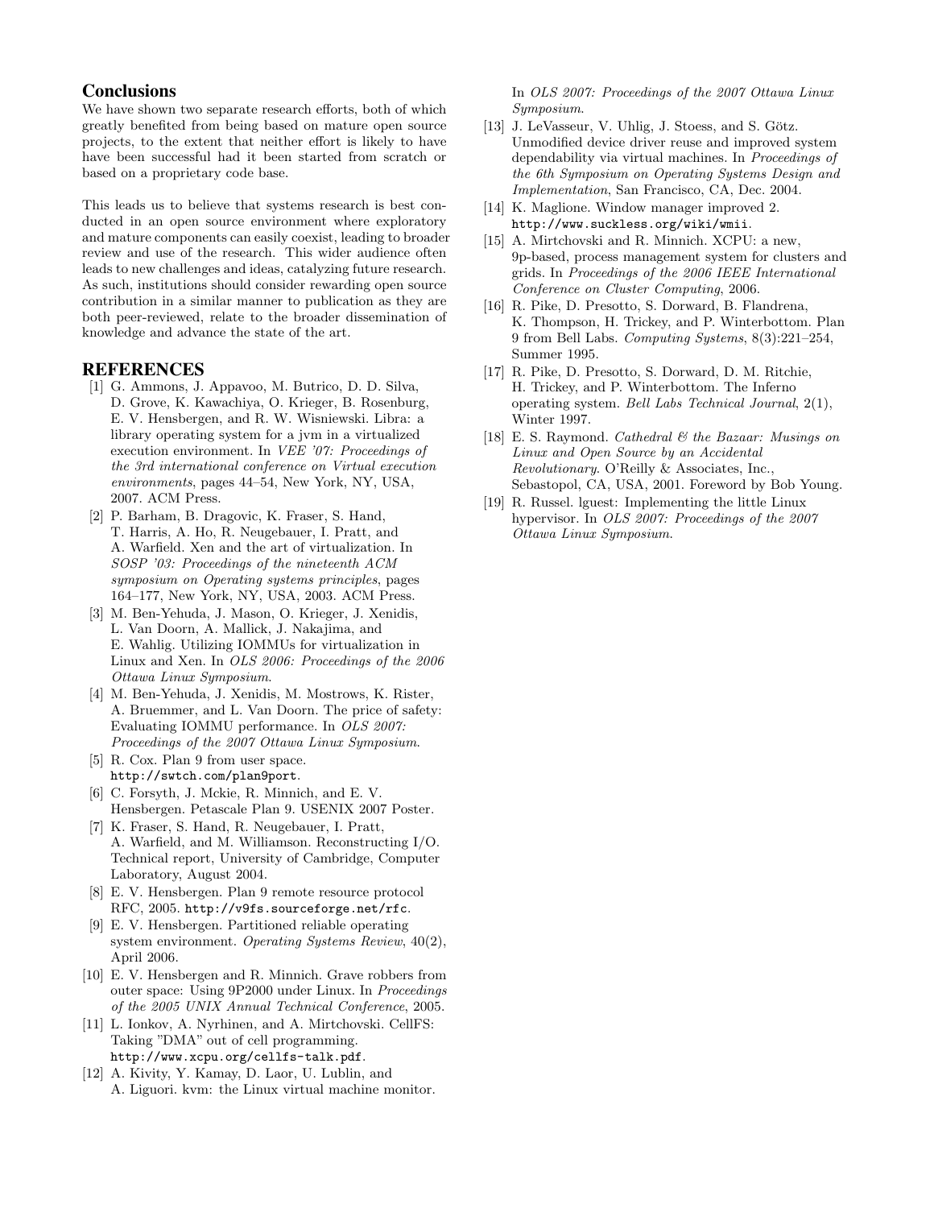## Conclusions

We have shown two separate research efforts, both of which greatly benefited from being based on mature open source projects, to the extent that neither effort is likely to have have been successful had it been started from scratch or based on a proprietary code base.

This leads us to believe that systems research is best conducted in an open source environment where exploratory and mature components can easily coexist, leading to broader review and use of the research. This wider audience often leads to new challenges and ideas, catalyzing future research. As such, institutions should consider rewarding open source contribution in a similar manner to publication as they are both peer-reviewed, relate to the broader dissemination of knowledge and advance the state of the art.

## REFERENCES

[1] G. Ammons, J. Appavoo, M. Butrico, D. D. Silva, D. Grove, K. Kawachiya, O. Krieger, B. Rosenburg, E. V. Hensbergen, and R. W. Wisniewski. Libra: a library operating system for a jvm in a virtualized execution environment. In *VEE '07: Proceedings of the 3rd international conference on Virtual execution environments*, pages 44–54, New York, NY, USA, 2007. ACM Press.

[2] P. Barham, B. Dragovic, K. Fraser, S. Hand, T. Harris, A. Ho, R. Neugebauer, I. Pratt, and A. Warfield. Xen and the art of virtualization. In *SOSP '03: Proceedings of the nineteenth ACM symposium on Operating systems principles*, pages 164–177, New York, NY, USA, 2003. ACM Press.

[3] M. Ben-Yehuda, J. Mason, O. Krieger, J. Xenidis, L. Van Doorn, A. Mallick, J. Nakajima, and E. Wahlig. Utilizing IOMMUs for virtualization in Linux and Xen. In *OLS 2006: Proceedings of the 2006 Ottawa Linux Symposium*.

[4] M. Ben-Yehuda, J. Xenidis, M. Mostrows, K. Rister, A. Bruemmer, and L. Van Doorn. The price of safety: Evaluating IOMMU performance. In *OLS 2007: Proceedings of the 2007 Ottawa Linux Symposium*.

[5] R. Cox. Plan 9 from user space. `http://swtch.com/plan9port`.

[6] C. Forsyth, J. Mckie, R. Minnich, and E. V. Hensbergen. Petascale Plan 9. USENIX 2007 Poster.

[7] K. Fraser, S. Hand, R. Neugebauer, I. Pratt, A. Warfield, and M. Williamson. Reconstructing I/O. Technical report, University of Cambridge, Computer Laboratory, August 2004.

[8] E. V. Hensbergen. Plan 9 remote resource protocol RFC, 2005. `http://v9fs.sourceforge.net/rfc`.

[9] E. V. Hensbergen. Partitioned reliable operating system environment. *Operating Systems Review*, 40(2), April 2006.

[10] E. V. Hensbergen and R. Minnich. Grave robbers from outer space: Using 9P2000 under Linux. In *Proceedings of the 2005 UNIX Annual Technical Conference*, 2005.

[11] L. Ionkov, A. Nyrhinen, and A. Mirtchovski. CellFS: Taking "DMA" out of cell programming. `http://www.xcpu.org/cellfs-talk.pdf`.

[12] A. Kivity, Y. Kamay, D. Laor, U. Lublin, and A. Liguori. kvm: the Linux virtual machine monitor. In *OLS 2007: Proceedings of the 2007 Ottawa Linux Symposium*.

[13] J. LeVasseur, V. Uhlig, J. Stoess, and S. Götz. Unmodified device driver reuse and improved system dependability via virtual machines. In *Proceedings of the 6th Symposium on Operating Systems Design and Implementation*, San Francisco, CA, Dec. 2004.

[14] K. Maglione. Window manager improved 2. `http://www.suckless.org/wiki/wmii`.

[15] A. Mirtchovski and R. Minnich. XCPU: a new, 9p-based, process management system for clusters and grids. In *Proceedings of the 2006 IEEE International Conference on Cluster Computing*, 2006.

[16] R. Pike, D. Presotto, S. Dorward, B. Flandrena, K. Thompson, H. Trickey, and P. Winterbottom. Plan 9 from Bell Labs. *Computing Systems*, 8(3):221–254, Summer 1995.

[17] R. Pike, D. Presotto, S. Dorward, D. M. Ritchie, H. Trickey, and P. Winterbottom. The Inferno operating system. *Bell Labs Technical Journal*, 2(1), Winter 1997.

[18] E. S. Raymond. *Cathedral & the Bazaar: Musings on Linux and Open Source by an Accidental Revolutionary*. O'Reilly & Associates, Inc., Sebastopol, CA, USA, 2001. Foreword by Bob Young.

[19] R. Russel. lguest: Implementing the little Linux hypervisor. In *OLS 2007: Proceedings of the 2007 Ottawa Linux Symposium*.